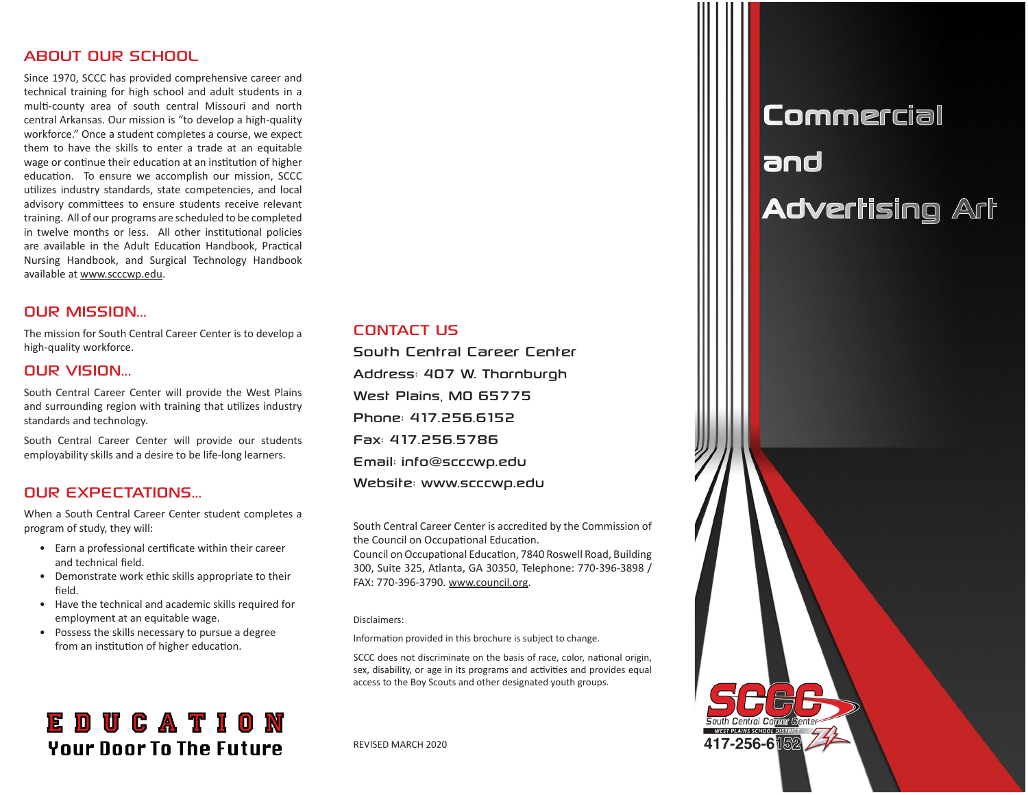## ABOUT OUR SCHOOL

Since 1970, SCCC has provided comprehensive career and technical training for high school and adult students in a multi-county area of south central Missouri and north central Arkansas. Our mission is "to develop a high-quality workforce." Once a student completes a course, we expect them to have the skills to enter a trade at an equitable wage or continue their education at an institution of higher education. To ensure we accomplish our mission, SCCC utilizes industry standards, state competencies, and local advisory committees to ensure students receive relevant training. All of our programs are scheduled to be completed in twelve months or less. All other institutional policies are available in the Adult Education Handbook, Practical Nursing Handbook, and Surgical Technology Handbook available at www.scccwp.edu.

## OUR MISSION...

The mission for South Central Career Center is to develop a high-quality workforce.

## OUR VISION...

South Central Career Center will provide the West Plains and surrounding region with training that utilizes industry standards and technology.

South Central Career Center will provide our students employability skills and a desire to be life-long learners.

## OUR EXPECTATIONS...

When a South Central Career Center student completes a program of study, they will:

- Earn a professional certificate within their career and technical field.
- Demonstrate work ethic skills appropriate to their field.
- Have the technical and academic skills required for employment at an equitable wage.
- Possess the skills necessary to pursue a degree from an institution of higher education.

**EDUCATION**
**Your Door To The Future**

## CONTACT US

South Central Career Center

Address: 407 W. Thornburgh

West Plains, MO 65775

Phone: 417.256.6152

Fax: 417.256.5786

Email: info@scccwp.edu

Website: www.scccwp.edu

South Central Career Center is accredited by the Commission of the Council on Occupational Education.
Council on Occupational Education, 7840 Roswell Road, Building 300, Suite 325, Atlanta, GA 30350, Telephone: 770-396-3898 / FAX: 770-396-3790. www.council.org.

Disclaimers:

Information provided in this brochure is subject to change.

SCCC does not discriminate on the basis of race, color, national origin, sex, disability, or age in its programs and activities and provides equal access to the Boy Scouts and other designated youth groups.

REVISED MARCH 2020

# Commercial and Advertising Art

SCCC
South Central Career Center
WEST PLAINS SCHOOL DISTRICT
417-256-6152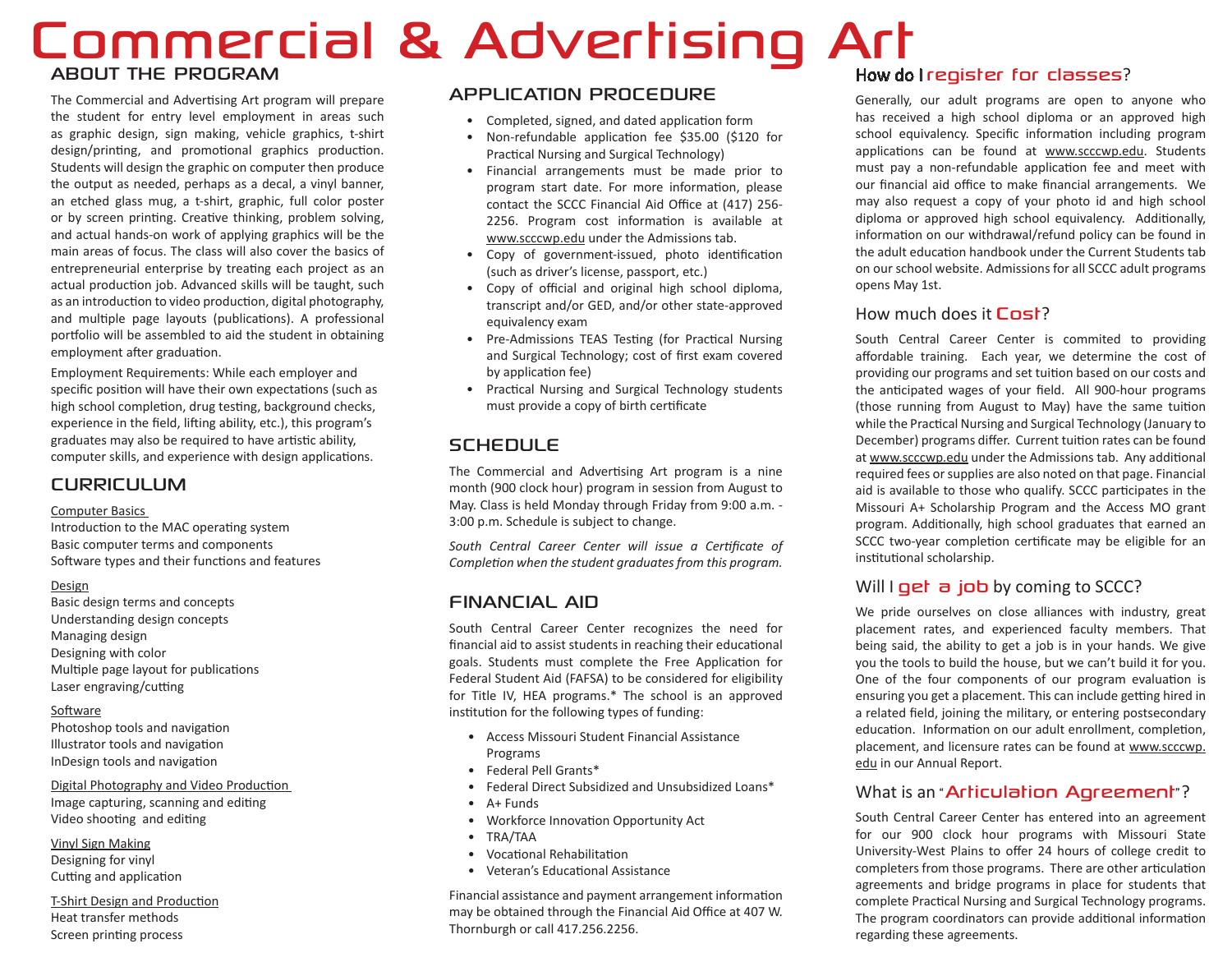# Commercial & Advertising Art

## ABOUT THE PROGRAM

The Commercial and Advertising Art program will prepare the student for entry level employment in areas such as graphic design, sign making, vehicle graphics, t-shirt design/printing, and promotional graphics production. Students will design the graphic on computer then produce the output as needed, perhaps as a decal, a vinyl banner, an etched glass mug, a t-shirt, graphic, full color poster or by screen printing. Creative thinking, problem solving, and actual hands-on work of applying graphics will be the main areas of focus. The class will also cover the basics of entrepreneurial enterprise by treating each project as an actual production job. Advanced skills will be taught, such as an introduction to video production, digital photography, and multiple page layouts (publications). A professional portfolio will be assembled to aid the student in obtaining employment after graduation.

Employment Requirements: While each employer and specific position will have their own expectations (such as high school completion, drug testing, background checks, experience in the field, lifting ability, etc.), this program's graduates may also be required to have artistic ability, computer skills, and experience with design applications.

## CURRICULUM

Computer Basics
Introduction to the MAC operating system
Basic computer terms and components
Software types and their functions and features

Design
Basic design terms and concepts
Understanding design concepts
Managing design
Designing with color
Multiple page layout for publications
Laser engraving/cutting

Software
Photoshop tools and navigation
Illustrator tools and navigation
InDesign tools and navigation

Digital Photography and Video Production
Image capturing, scanning and editing
Video shooting and editing

Vinyl Sign Making
Designing for vinyl
Cutting and application

T-Shirt Design and Production
Heat transfer methods
Screen printing process

## APPLICATION PROCEDURE

- Completed, signed, and dated application form
- Non-refundable application fee $35.00 ($120 for Practical Nursing and Surgical Technology)
- Financial arrangements must be made prior to program start date. For more information, please contact the SCCC Financial Aid Office at (417) 256-2256. Program cost information is available at www.scccwp.edu under the Admissions tab.
- Copy of government-issued, photo identification (such as driver's license, passport, etc.)
- Copy of official and original high school diploma, transcript and/or GED, and/or other state-approved equivalency exam
- Pre-Admissions TEAS Testing (for Practical Nursing and Surgical Technology; cost of first exam covered by application fee)
- Practical Nursing and Surgical Technology students must provide a copy of birth certificate

## SCHEDULE

The Commercial and Advertising Art program is a nine month (900 clock hour) program in session from August to May. Class is held Monday through Friday from 9:00 a.m. - 3:00 p.m. Schedule is subject to change.

*South Central Career Center will issue a Certificate of Completion when the student graduates from this program.*

## FINANCIAL AID

South Central Career Center recognizes the need for financial aid to assist students in reaching their educational goals. Students must complete the Free Application for Federal Student Aid (FAFSA) to be considered for eligibility for Title IV, HEA programs.* The school is an approved institution for the following types of funding:

- Access Missouri Student Financial Assistance Programs
- Federal Pell Grants*
- Federal Direct Subsidized and Unsubsidized Loans*
- A+ Funds
- Workforce Innovation Opportunity Act
- TRA/TAA
- Vocational Rehabilitation
- Veteran's Educational Assistance

Financial assistance and payment arrangement information may be obtained through the Financial Aid Office at 407 W. Thornburgh or call 417.256.2256.

## How do I register for classes?

Generally, our adult programs are open to anyone who has received a high school diploma or an approved high school equivalency. Specific information including program applications can be found at www.scccwp.edu. Students must pay a non-refundable application fee and meet with our financial aid office to make financial arrangements. We may also request a copy of your photo id and high school diploma or approved high school equivalency. Additionally, information on our withdrawal/refund policy can be found in the adult education handbook under the Current Students tab on our school website. Admissions for all SCCC adult programs opens May 1st.

## How much does it Cost?

South Central Career Center is commited to providing affordable training. Each year, we determine the cost of providing our programs and set tuition based on our costs and the anticipated wages of your field. All 900-hour programs (those running from August to May) have the same tuition while the Practical Nursing and Surgical Technology (January to December) programs differ. Current tuition rates can be found at www.scccwp.edu under the Admissions tab. Any additional required fees or supplies are also noted on that page. Financial aid is available to those who qualify. SCCC participates in the Missouri A+ Scholarship Program and the Access MO grant program. Additionally, high school graduates that earned an SCCC two-year completion certificate may be eligible for an institutional scholarship.

## Will I get a job by coming to SCCC?

We pride ourselves on close alliances with industry, great placement rates, and experienced faculty members. That being said, the ability to get a job is in your hands. We give you the tools to build the house, but we can't build it for you. One of the four components of our program evaluation is ensuring you get a placement. This can include getting hired in a related field, joining the military, or entering postsecondary education. Information on our adult enrollment, completion, placement, and licensure rates can be found at www.scccwp.edu in our Annual Report.

## What is an "Articulation Agreement"?

South Central Career Center has entered into an agreement for our 900 clock hour programs with Missouri State University-West Plains to offer 24 hours of college credit to completers from those programs. There are other articulation agreements and bridge programs in place for students that complete Practical Nursing and Surgical Technology programs. The program coordinators can provide additional information regarding these agreements.